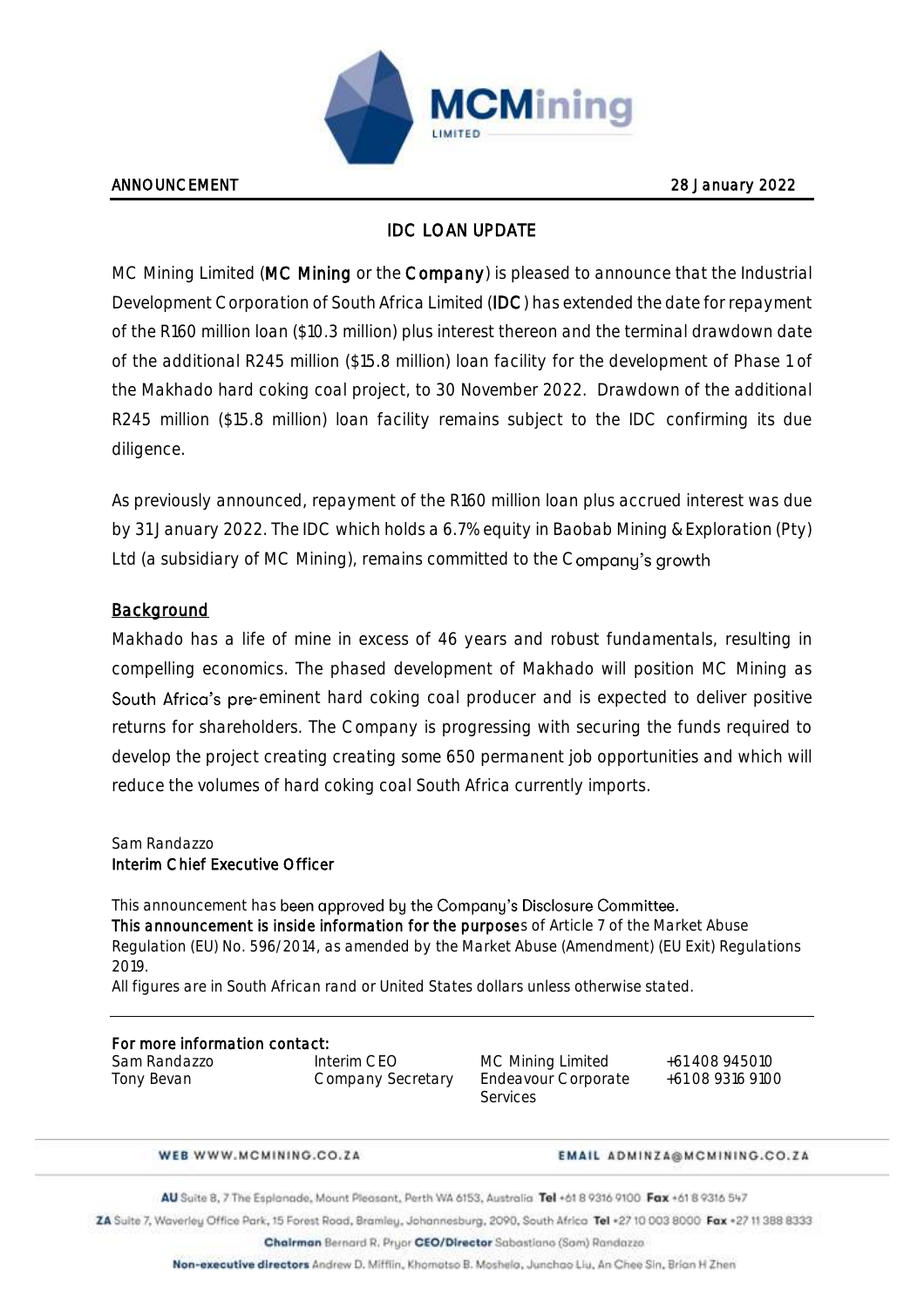ANNOUNCEMENT 28 January 2022

# IDC LOAN UPDATE

MC Mining Limited (**MC Mining** or the **Company**) is pleased to announce that the Industrial Development Corporation of South Africa Limited (**IDC**) has extended the date for repayment of the R160 million loan ($10.3 million) plus interest thereon and the terminal drawdown date of the additional R245 million ($15.8 million) loan facility for the development of Phase 1 of the Makhado hard coking coal project, to 30 November 2022. Drawdown of the additional R245 million ($15.8 million) loan facility remains subject to the IDC confirming its due diligence.

As previously announced, repayment of the R160 million loan plus accrued interest was due by 31 January 2022. The IDC which holds a 6.7% equity in Baobab Mining & Exploration (Pty) Ltd (a subsidiary of MC Mining), remains committed to the Company's growth

## Background

Makhado has a life of mine in excess of 46 years and robust fundamentals, resulting in compelling economics. The phased development of Makhado will position MC Mining as South Africa's pre-eminent hard coking coal producer and is expected to deliver positive returns for shareholders. The Company is progressing with securing the funds required to develop the project creating creating some 650 permanent job opportunities and which will reduce the volumes of hard coking coal South Africa currently imports.

Sam Randazzo
**Interim Chief Executive Officer**

This announcement has been approved by the Company's Disclosure Committee.
**This announcement is inside information for the purpose**s of Article 7 of the Market Abuse Regulation (EU) No. 596/2014, as amended by the Market Abuse (Amendment) (EU Exit) Regulations 2019.
All figures are in South African rand or United States dollars unless otherwise stated.

**For more information contact:**

| | | | |
|---|---|---|---|
| Sam Randazzo | Interim CEO | MC Mining Limited | +61 408 945010 |
| Tony Bevan | Company Secretary | Endeavour Corporate Services | +61 08 9316 9100 |

WEB WWW.MCMINING.CO.ZA EMAIL ADMINZA@MCMINING.CO.ZA

AU Suite 8, 7 The Esplanade, Mount Pleasant, Perth WA 6153, Australia Tel +61 8 9316 9100 Fax +61 8 9316 547

ZA Suite 7, Waverley Office Park, 15 Forest Road, Bramley, Johannesburg, 2090, South Africa Tel +27 10 003 8000 Fax +27 11 388 8333

Chairman Bernard R. Pryor CEO/Director Sebastiano (Sam) Randazzo

Non-executive directors Andrew D. Mifflin, Khomotso B. Moshela, Junchao Liu, An Chee Sin, Brian H Zhen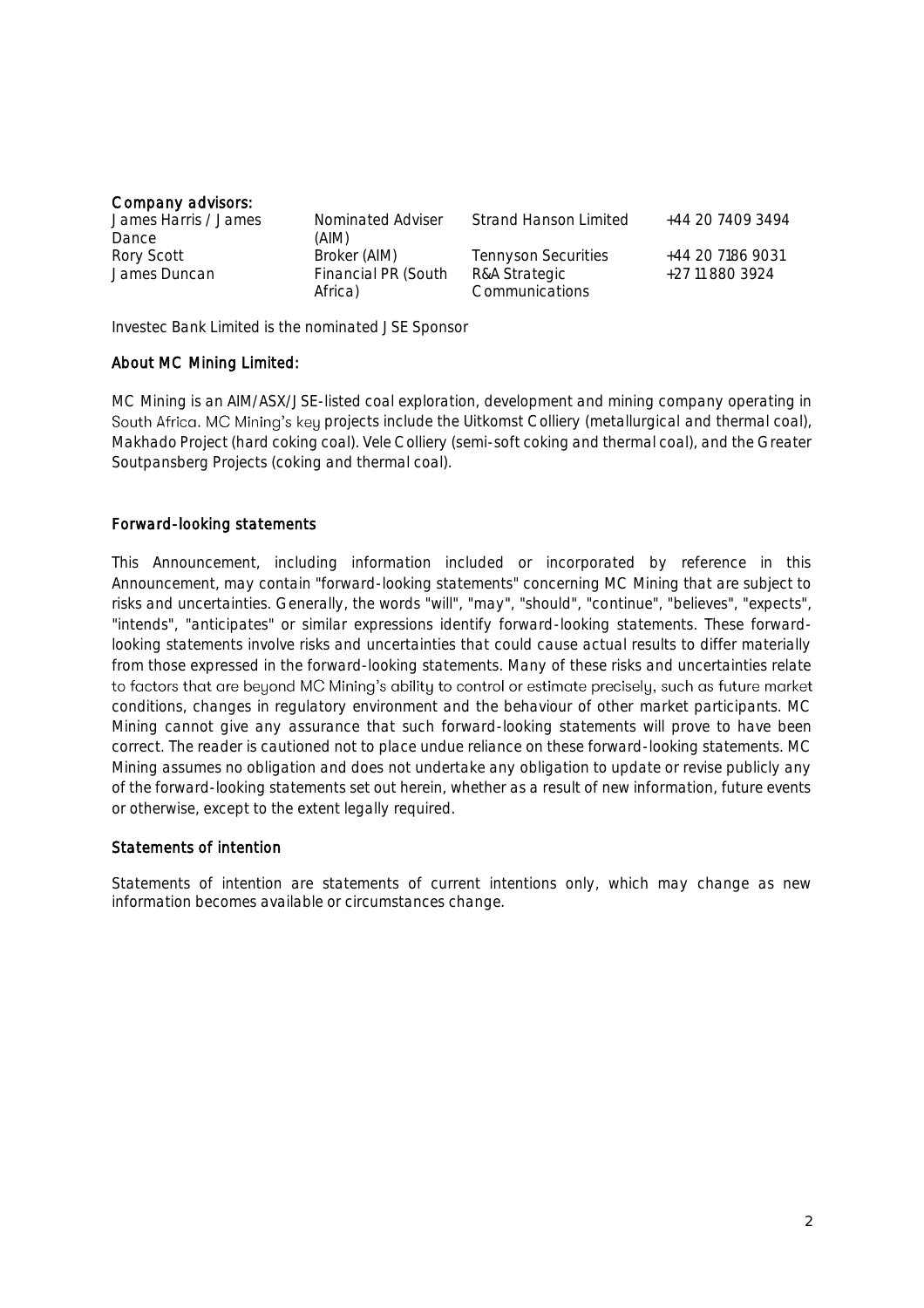**Company advisors:**

| | | | |
|---|---|---|---|
| James Harris / James Dance | Nominated Adviser (AIM) | Strand Hanson Limited | +44 20 7409 3494 |
| Rory Scott | Broker (AIM) | Tennyson Securities | +44 20 7186 9031 |
| James Duncan | Financial PR (South Africa) | R&A Strategic Communications | +27 11 880 3924 |

Investec Bank Limited is the nominated JSE Sponsor

**About MC Mining Limited:**

MC Mining is an AIM/ASX/JSE-listed coal exploration, development and mining company operating in South Africa. MC Mining's key projects include the Uitkomst Colliery (metallurgical and thermal coal), Makhado Project (hard coking coal). Vele Colliery (semi-soft coking and thermal coal), and the Greater Soutpansberg Projects (coking and thermal coal).

**Forward-looking statements**

This Announcement, including information included or incorporated by reference in this Announcement, may contain "forward-looking statements" concerning MC Mining that are subject to risks and uncertainties. Generally, the words "will", "may", "should", "continue", "believes", "expects", "intends", "anticipates" or similar expressions identify forward-looking statements. These forward-looking statements involve risks and uncertainties that could cause actual results to differ materially from those expressed in the forward-looking statements. Many of these risks and uncertainties relate to factors that are beyond MC Mining's ability to control or estimate precisely, such as future market conditions, changes in regulatory environment and the behaviour of other market participants. MC Mining cannot give any assurance that such forward-looking statements will prove to have been correct. The reader is cautioned not to place undue reliance on these forward-looking statements. MC Mining assumes no obligation and does not undertake any obligation to update or revise publicly any of the forward-looking statements set out herein, whether as a result of new information, future events or otherwise, except to the extent legally required.

**Statements of intention**

Statements of intention are statements of current intentions only, which may change as new information becomes available or circumstances change.